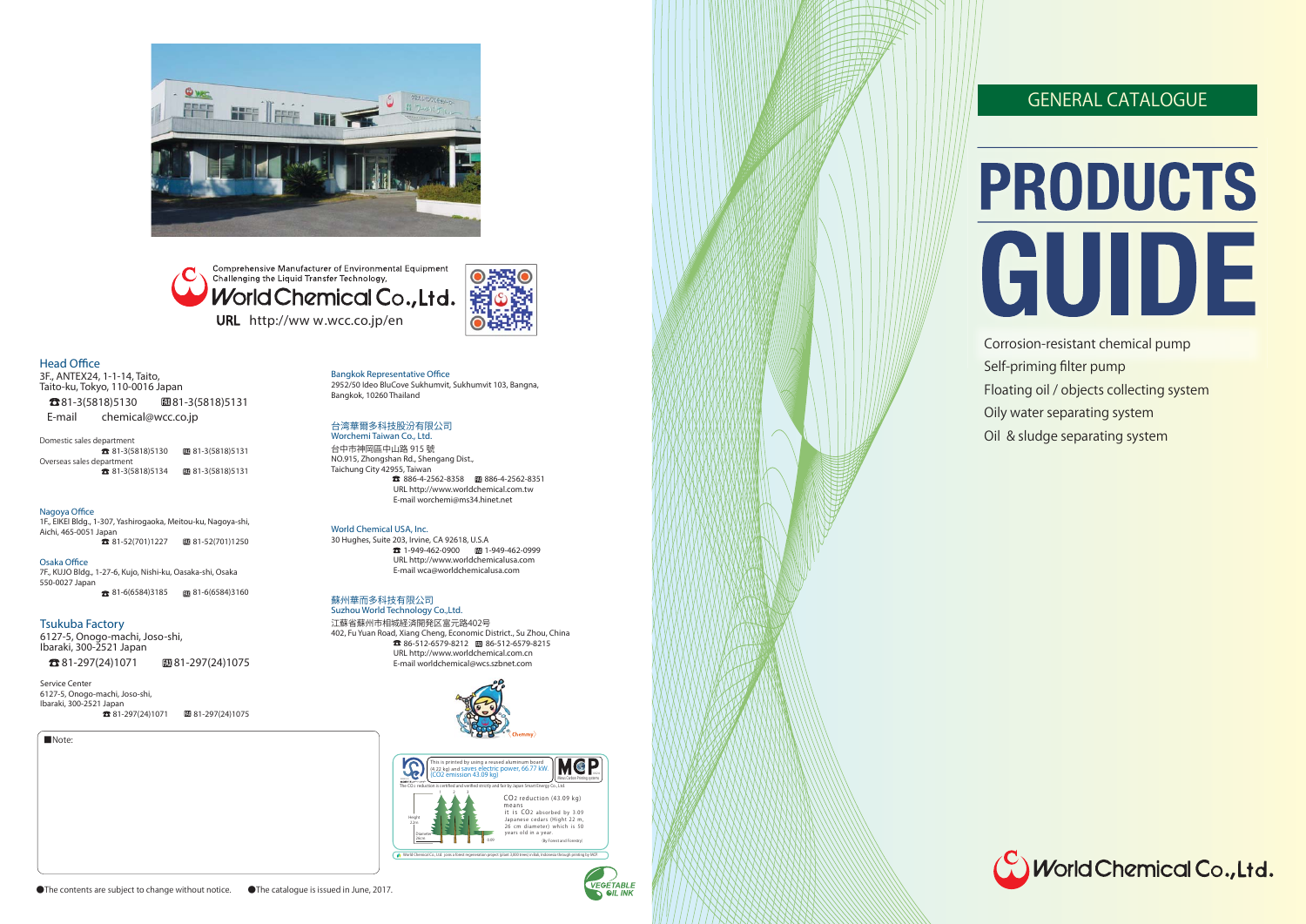# GENERAL CATALOGUE

# PRODUCTS GUIDE

- Corrosion-resistant chemical pump
- Self-priming filter pump
- Floating oil / objects collecting system
- Oily water separating system
- Oil & sludge separating system

World Chemical Co.,Ltd.

---

Comprehensive Manufacturer of Environmental Equipment
Challenging the Liquid Transfer Technology.

**World Chemical Co.,Ltd.**

**URL** http://ww w.wcc.co.jp/en

## Head Office

3F., ANTEX24, 1-1-14, Taito,
Taito-ku, Tokyo, 110-0016 Japan

☎81-3(5818)5130 FAX 81-3(5818)5131

E-mail chemical@wcc.co.jp

Domestic sales department
☎ 81-3(5818)5130 FAX 81-3(5818)5131

Overseas sales department
☎ 81-3(5818)5134 FAX 81-3(5818)5131

### Nagoya Office

1F., EIKEI Bldg., 1-307, Yashirogaoka, Meitou-ku, Nagoya-shi,
Aichi, 465-0051 Japan
☎ 81-52(701)1227 FAX 81-52(701)1250

### Osaka Office

7F., KUJO Bldg., 1-27-6, Kujo, Nishi-ku, Oasaka-shi, Osaka
550-0027 Japan
☎ 81-6(6584)3185 FAX 81-6(6584)3160

## Tsukuba Factory

6127-5, Onogo-machi, Joso-shi,
Ibaraki, 300-2521 Japan

☎81-297(24)1071 FAX 81-297(24)1075

Service Center
6127-5, Onogo-machi, Joso-shi,
Ibaraki, 300-2521 Japan
☎ 81-297(24)1071 FAX 81-297(24)1075

### Bangkok Representative Office

2952/50 Ideo BluCove Sukhumvit, Sukhumvit 103, Bangna,
Bangkok, 10260 Thailand

### 台湾華爾多科技股汾有限公司
### Worchemi Taiwan Co., Ltd.

台中市神岡區中山路 915 號
NO.915, Zhongshan Rd., Shengang Dist.,
Taichung City 42955, Taiwan
☎ 886-4-2562-8358 FAX 886-4-2562-8351
URL http://www.worldchemical.com.tw
E-mail worchemi@ms34.hinet.net

### World Chemical USA, Inc.

30 Hughes, Suite 203, Irvine, CA 92618, U.S.A
☎ 1-949-462-0900 FAX 1-949-462-0999
URL http://www.worldchemicalusa.com
E-mail wca@worldchemicalusa.com

### 蘇州華而多科技有限公司
### Suzhou World Technology Co.,Ltd.

江蘇省蘇州市相城経済開発区富元路402号
402, Fu Yuan Road, Xiang Cheng, Economic District., Su Zhou, China
☎ 86-512-6579-8212 FAX 86-512-6579-8215
URL http://www.worldchemical.com.cn
E-mail worldchemical@wcs.szbnet.com

This is printed by using a reused aluminum board (4.22 kg) and saves electric power, 66.77 kW. (CO2 emission 43.09 kg)

The $CO_2$ reduction is certified and verified strictly and fair by Japan Smart Energy Co., Ltd.

$CO_2$ reduction (43.09 kg) means it is $CO_2$ absorbed by 3.09 Japanese cedars (Hight 22 m, 26 cm diameter) which is 50 years old in a year.

■Note:

●The contents are subject to change without notice. ●The catalogue is issued in June, 2017.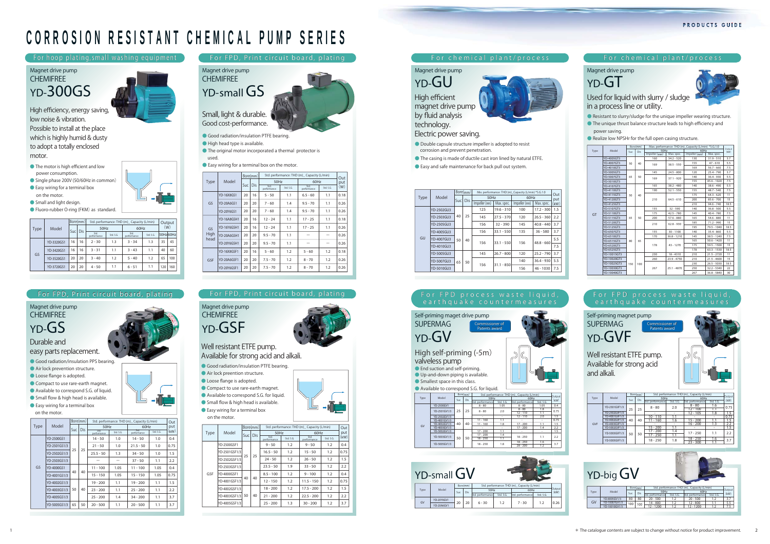# CORROSION RESISTANT CHEMICAL PUMP SERIES

PRODUCTS GUIDE

## For hoop plating,small washing equipment

Magnet drive pump
CHEMIFREE
### YD-300GS

High efficiency, energy saving, low noise & vibration.
Possible to install at the place which is highly humid & dusty to adopt a totally enclosed motor.

- The motor is high efficient and low power consumption.
- Single phase 200V (50/60Hz in common)
- Easy wiring for a terminal box on the motor.
- Small and light design.
- Fluoro-rubber O-ring (FKM) as standard.

| Type | Model | Bore(mm) Suc | Dis | Std. performance: THD (m)_ Capacity (L/min) 50Hz Std performance | Std. S.G. | 60Hz Std performance | Std. S.G. | Output (W) 50Hz | 60Hz |
|---|---|---|---|---|---|---|---|---|---|
| GS | YD-3320GS1 | 16 | 16 | 2 - 30 | 1.3 | 3 - 34 | 1.3 | 35 | 45 |
| | YD-3420GS1 | 16 | 16 | 3 - 31 | 1.1 | 3 - 43 | 1.1 | 40 | 60 |
| | YD-3520GS1 | 20 | 20 | 3 - 40 | 1.2 | 5 - 40 | 1.2 | 65 | 100 |
| | YD-3720GS1 | 20 | 20 | 4 - 50 | 1.1 | 6 - 51 | 1.1 | 120 | 160 |

## For FPD, Print circuit board, plating

Magnet drive pump
CHEMIFREE
### YD-small GS

Small, light & durable.
Good cost-performance.

- Good radiation/insulation PTFE bearing.
- High head type is available.
- The original motor incorporated a thermal protector is used.
- Easy wiring for a terminal box on the motor.

| Type | Model | Bore(mm) Suc | Dis | Std. performance: THD (m)_ Capacity (L/min) 50Hz Std performance | Std. S.G. | 60Hz Std performance | Std. S.G. | Output (W) |
|---|---|---|---|---|---|---|---|---|
| GS | YD-16X8GS1 | 20 | 16 | 5 - 50 | 1.1 | 6.5 - 60 | 1.1 | 0.18 |
| | YD-20A6GS1 | 20 | 20 | 7 - 60 | 1.4 | 9.5 - 70 | 1.1 | 0.26 |
| | YD-20Y6GS1 | 20 | 20 | 7 - 60 | 1.4 | 9.5 - 70 | 1.1 | 0.26 |
| GS High head | YD-16A8GSH1 | 20 | 16 | 12 - 24 | 1.1 | 17 - 25 | 1.1 | 0.18 |
| | YD-16Y6GSH1 | 20 | 16 | 12 - 24 | 1.1 | 17 - 25 | 1.1 | 0.26 |
| | YD-20A6GSH1 | 20 | 20 | 9.5 - 70 | 1.1 | — | — | 0.26 |
| | YD-20Y6GSH1 | 20 | 20 | 9.5 - 70 | 1.1 | — | — | 0.26 |
| GSF | YD-16X8GSF1 | 20 | 16 | 5 - 60 | 1.2 | 5 - 60 | 1.2 | 0.18 |
| | YD-20A6GSF1 | 20 | 20 | 7.5 - 70 | 1.2 | 8 - 70 | 1.2 | 0.26 |
| | YD-20Y6GSF1 | 20 | 20 | 7.5 - 70 | 1.2 | 8 - 70 | 1.2 | 0.26 |

## For chemical plant/process

Magnet drive pump
### YD-GU

High efficient magnet drive pump by fluid analysis technology.
Electric power saving.

- Double capsule structure impeller is adopted to resist corrosion and prevent penetration.
- The casing is made of ductile cast iron lined by natural ETFE.
- Easy and safe maintenance for back pull out system.

| Type | Model | Bore(mm) Suc | Dis | Mix. performance: THD (m)_Capacity (L/min) *S.G.1.0 50Hz Impeller (mm) | Max. spec. | 60Hz Impeller (mm) | Max. spec. | Output (kW) |
|---|---|---|---|---|---|---|---|---|
| GU | YD-2502GU3 | 40 | 25 | 125 | 19.6 - 310 | 100 | 17.2 - 300 | 1.5 |
| | YD-2503GU3 | | | 145 | 27.5 - 370 | 120 | 26.5 - 360 | 2.2 |
| | YD-2505GU3 | | | 156 | 32 - 390 | 145 | 40.8 - 440 | 3.7 |
| | YD-4005GU3 | 50 | 40 | 156 | 33.1 - 550 | 135 | 36 - 580 | 3.7 |
| | YD-4007GU3 | | | 156 | 33.1 - 550 | 156 | 48.8 - 660 | 5.5 |
| | YD-4010GU3 | | | | | | | 7.5 |
| | YD-5005GU3 | 65 | 50 | 145 | 26.7 - 800 | 120 | 25.2 - 790 | 3.7 |
| | YD-5007GU3 | | | 156 | 31.1 - 850 | 140 | 36.4 - 930 | 5.5 |
| | YD-5010GU3 | | | | | 156 | 46 - 1030 | 7.5 |

## For chemical plant/process

Magnet drive pump
### YD-GT

Used for liquid with slurry / sludge in a process line or utility.

- Resistant to slurry/sludge for the unique impeller wearing structure.
- The unique thrust balance structure leads to high efficiency and power saving.
- Realize low NPSHr for the full open casing structure.

| Type | Model | Bore(mm) Suc | Dis | Max. performance: THD (m)_Capacity (L/min) *S.G.1.0 50Hz Impeller (mm) | Max. spec. | 60Hz Impeller (mm) | Max. spec. | Output (kW) |
|---|---|---|---|---|---|---|---|---|
| GT | YD-4005GT3 | 50 | 40 | 160 | 34.2 - 520 | 130 | 31.9 - 510 | 3.7 |
| | YD-4007GT3 | | | 169 | 38.5 - 550 | 155 | 47 - 610 | 5.5 |
| | YD-4010GT3 | | | | | 169 | 56.7 - 660 | 7.5 |
| | YD-5005GT3 | 65 | 50 | 145 | 24.5 - 800 | 120 | 25.4 - 790 | 3.7 |
| | YD-5007GT3 | | | 169 | 37.1 - 920 | 140 | 36.4 - 930 | 5.5 |
| | YD-5010GT3 | | | | | 155 | 45.6 - 1020 | 7.5 |
| | YD-4107GT3 | 50 | 40 | 165 | 38.2 - 480 | 140 | 38.6 - 490 | 5.5 |
| | YD-4110GT3 | | | 190 | 52.1 - 550 | 155 | 48.7 - 540 | 7.5 |
| | YD-4115GT3 | | | 210 | 64.5 - 610 | 175 | 64.3 - 620 | 11 |
| | YD-4120GT3 | | | | | 200 | 85.6 - 700 | 15 |
| | YD-4125GT3 | | | | | 210 | 94.6 - 740 | 18.5 |
| | YD-5107GT3 | 65 | 50 | 155 | 32 - 590 | 140 | 36.8 - 500 | 5.5 |
| | YD-5110GT3 | | | 175 | 42.5 - 780 | 145 | 40.4 - 780 | 7.5 |
| | YD-5115GT3 | | | 200 | 57.6 - 860 | 165 | 54.6 - 880 | 11 |
| | YD-5120GT3 | | | 210 | 62.8 - 930 | 185 | 71.2 - 990 | 15 |
| | YD-5125GT3 | | | | | 195 | 79.5 - 1040 | 18.5 |
| | YD-6507GT3 | 80 | 65 | 155 | 30 - 1100 | 140 | 35.4 - 860 | 5.5 |
| | YD-6510GT3 | | | 170 | 36.8 - 1210 | 145 | 38.5 - 1240 | 7.5 |
| | YD-6515GT3 | | | 178 | 43 - 1270 | 165 | 50.6 - 1420 | 11 |
| | YD-6520GT3 | | | | | 175 | 59.5 - 1500 | 15 |
| | YD-6525GT3 | | | | | 178 | 63.3 - 1530 | 18.5 |
| | YD-10015GT3 | 150 | 100 | 230 | 18 - 4310 | 210 | 21.5 - 2720 | 11 |
| | YD-10020GT3 | | | 260 | 23.9 - 4750 | 210 | 21.5 - 4600 | 15 |
| | YD-10025GT3 | | | 267 | 25.1 - 4870 | 230 | 26.5 - 5030 | 18.5 |
| | YD-10030GT3 | | | | | 250 | 32.2 - 5340 | 22 |
| | YD-10040GT3 | | | | | 267 | 36.8 - 5840 | 30 |

## For FPD, Print circuit board, plating

Magnet drive pump
CHEMIFREE
### YD-GS

Durable and easy parts replacement.

- Good radiation/insulation PPS bearing.
- Air lock prevention structure.
- Loose flange is adopted.
- Compact to use rare-earth magnet.
- Available to correspond S.G. of liquid.
- Small flow & high head is available.
- Easy wiring for a terminal box on the motor.

| Type | Model | Bore(mm) Suc | Dis | Std. performance: THD (m)_Capacity (L/min) 50Hz Std performance | Std. S.G. | 60Hz Std performance | Std. S.G. | Output (kW) |
|---|---|---|---|---|---|---|---|---|
| GS | YD-2500GS1 | 25 | 25 | 14 - 50 | 1.0 | 14 - 50 | 1.0 | 0.4 |
| | YD-2501GS1/3 | | | 21 - 50 | 1.0 | 21.5 - 50 | 1.0 | 0.75 |
| | YD-2502GS1/3 | | | 25.5 - 50 | 1.3 | 34 - 50 | 1.0 | 1.5 |
| | YD-2503GS1/3 | | | — | — | 37 - 50 | 1.1 | 2.2 |
| | YD-4000GS1 | 40 | 40 | 11 - 100 | 1.05 | 11 - 100 | 1.05 | 0.4 |
| | YD-4001GS1/3 | | | 15 - 150 | 1.05 | 15 - 150 | 1.05 | 0.75 |
| | YD-4002GS1/3 | | | 19 - 200 | 1.1 | 19 - 200 | 1.1 | 1.5 |
| | YD-4003GS1/3 | 50 | 40 | 23 - 200 | 1.1 | 25 - 200 | 1.1 | 2.2 |
| | YD-4005GS1/3 | | | 25 - 200 | 1.4 | 34 - 200 | 1.1 | 3.7 |
| | YD-5005GS1/3 | 65 | 50 | 20 - 500 | 1.1 | 20 - 500 | 1.1 | 3.7 |

## For FPD, Print circuit board, plating

Magnet drive pump
CHEMIFREE
### YD-GSF

Well resistant ETFE pump.
Available for strong acid and alkali.

- Good radiation/insulation PTFE bearing.
- Air lock preention structure.
- Loose flange is adopted.
- Compact to use rare-earth magnet.
- Available to correspond S.G. for liquid.
- Small flow & high head is available.
- Easy wiring for a terminal box on the motor.

| Type | Model | Bore(mm) Suc | Dis | Std. performance: THD (m)_Capacity (L/min) 50Hz Std performance | Std. S.G. | 60Hz Std performance | Std. S.G. | Output (kW) |
|---|---|---|---|---|---|---|---|---|
| GSF | YD-2500GSF1 | 25 | 25 | 9 - 50 | 1.2 | 9 - 50 | 1.2 | 0.4 |
| | YD-2501GSF1/3 | | | 16.5 - 50 | 1.2 | 15 - 50 | 1.2 | 0.75 |
| | YD-2502GSF1/3 | | | 24 - 50 | 1.2 | 26 - 50 | 1.2 | 1.5 |
| | YD-2503GSF1/3 | | | 23.5 - 50 | 1.9 | 33 - 50 | 1.2 | 2.2 |
| | YD-4000GSF1 | 40 | 40 | 8.5 - 100 | 1.2 | 9 - 100 | 1.2 | 0.4 |
| | YD-4001GSF1/3 | | | 12 - 150 | 1.2 | 11.5 - 150 | 1.2 | 0.75 |
| | YD-4002GSF1/3 | | | 18 - 200 | 1.2 | 17.5 - 200 | 1.2 | 1.5 |
| | YD-4003GSF1/3 | 50 | 40 | 21 - 200 | 1.2 | 22.5 - 200 | 1.2 | 2.2 |
| | YD-4005GSF1/3 | | | 25 - 200 | 1.3 | 30 - 200 | 1.2 | 3.7 |

## For FPD process waste liquid, earthquake countermeasures

Self-priming maget drive pump
SUPERMAG
### YD-GV

Commissioner of Patents award

High self-priming (-5m) valveless pump

- End suction and self-priming.
- Up-and-down piping is available.
- Smallest space in this class.
- Available to correspond S.G. for liquid.

| Type | Model | Bore(mm) Suc | Dis | Std. performance: THD (m)_Capacity (L/min) 50Hz Std performance | Std. S.G. | 60Hz Std performance | Std. S.G. | Output (kW) |
|---|---|---|---|---|---|---|---|---|
| GV | YD-2500GV1 | 25 | 25 | 8 - 80 | 1.05 | 8 - 80 | 1.05 | 0.4 |
| | YD-2501GV1/3 | | | 8 - 80 | 2.0 | 8 - 80 | 1.8 | 0.75 |
| | | | | | | 12 - 110 | 1.1 | |
| | YD-2502GV1/3 | | | | | 12 - 110 | 2.0 | 1.5 |
| | YD-4001GV1/3 | 40 | 40 | 11 - 160 | 1.1 | | | 0.75 |
| | YD-4002GV1/3 | | | 11 - 160 | 1.8 | 17 - 200 | 1.1 | 1.5 |
| | YD-4003GV1/3 | | | | | 17 - 200 | 1.4 | 2.2 |
| | YD-5002GV1/3 | 50 | 50 | 17 - 200 | 1.1 | | | 1.5 |
| | YD-5003GV1/3 | | | 17 - 200 | 1.4 | 18 - 250 | 1.1 | 2.2 |
| | | | | 18 - 250 | 1.1 | | | |
| | YD-5005GV1/3 | | | 18 - 250 | 1.8 | 18 - 250 | 1.6 | 3.7 |
| | | | | | | 28 - 200 | 1.2 | |

### YD-small GV

| Type | Model | Bore(mm) Suc | Dis | Std. performance: THD (m)_Capacity (L/min) 50Hz Std performance | Std. S.G. | 60Hz Std performance | Std. S.G. | Output (kW) |
|---|---|---|---|---|---|---|---|---|
| GV | YD-20Y6GV1 | 20 | 20 | 6 - 30 | 1.2 | 7 - 30 | 1.2 | 0.26 |
| | YD-20A6GV1 | | | | | | | |

## For FPD process waste liquid, earthquake countermeasures

Self-priming magnet pump
SUPERMAG
### YD-GVF

Commissioner of Patents award

Well resistant ETFE pump.
Available for strong acid and alkali.

| Type | Model | Bore(mm) Suc | Dis | Std. performance: THD (m)_Capacity (L/min) 50Hz Std performance | Std. S.G. | 60Hz Std performance | Std. S.G. | Output (kW) |
|---|---|---|---|---|---|---|---|---|
| GVF | YD-2501GVF1/3 | 25 | 25 | 8 - 80 | 2.0 | 8 - 80 | 1.6 | 0.75 |
| | | | | | | 12 - 100 | 1.1 | |
| | YD-2502GVF1/3 | | | | | 12 - 105 | 1.8 | 1.5 |
| | YD-4001GVF1/3 | 40 | 40 | 10 - 110 | 1.1 | | | 0.75 |
| | YD-4002GVF1/3 | | | 11 - 160 | 1.6 | 15 - 200 | 1.1 | 1.5 |
| | YD-4003GVF1/3 | | | | | 16 - 200 | 1.3 | 2.2 |
| | YD-5002GVF1/3 | 50 | 50 | 15 - 200 | 1.1 | | | 1.5 |
| | YD-5003GVF1/3 | | | 17 - 200 | 1.4 | 17 - 250 | 1.1 | 2.2 |
| | | | | 17 - 250 | 1.1 | | | |
| | YD-5005GVF1/3 | | | 18 - 250 | 1.8 | 18 - 250 | 1.6 | 3.7 |
| | | | | | | 23 - 300 | 1.1 | |

### YD-big GV

| Type | Model | Bore(mm) Suc | Dis | Std. performance: THD (m)_Capacity (L/min) 50Hz Std performance | Std. S.G. | 60Hz Std performance | Std. S.G. | Output (kW) |
|---|---|---|---|---|---|---|---|---|
| GV | YD-8005GV1/3 | 80 | 80 | 20 - 500 | 1.2 | 20 - 500 | 1.2 | 3.7 |
| | YD-10007GV1/3 | 100 | 100 | 14 - 800 | 1.2 | 12 - 800 | 1.2 | 5.5 |
| | YD-10010GV1/3 | | | 12 - 1200 | 1.2 | 12 - 1200 | 1.2 | 7.5 |

※ The catalogue contents are subject to change without notice for product improvement.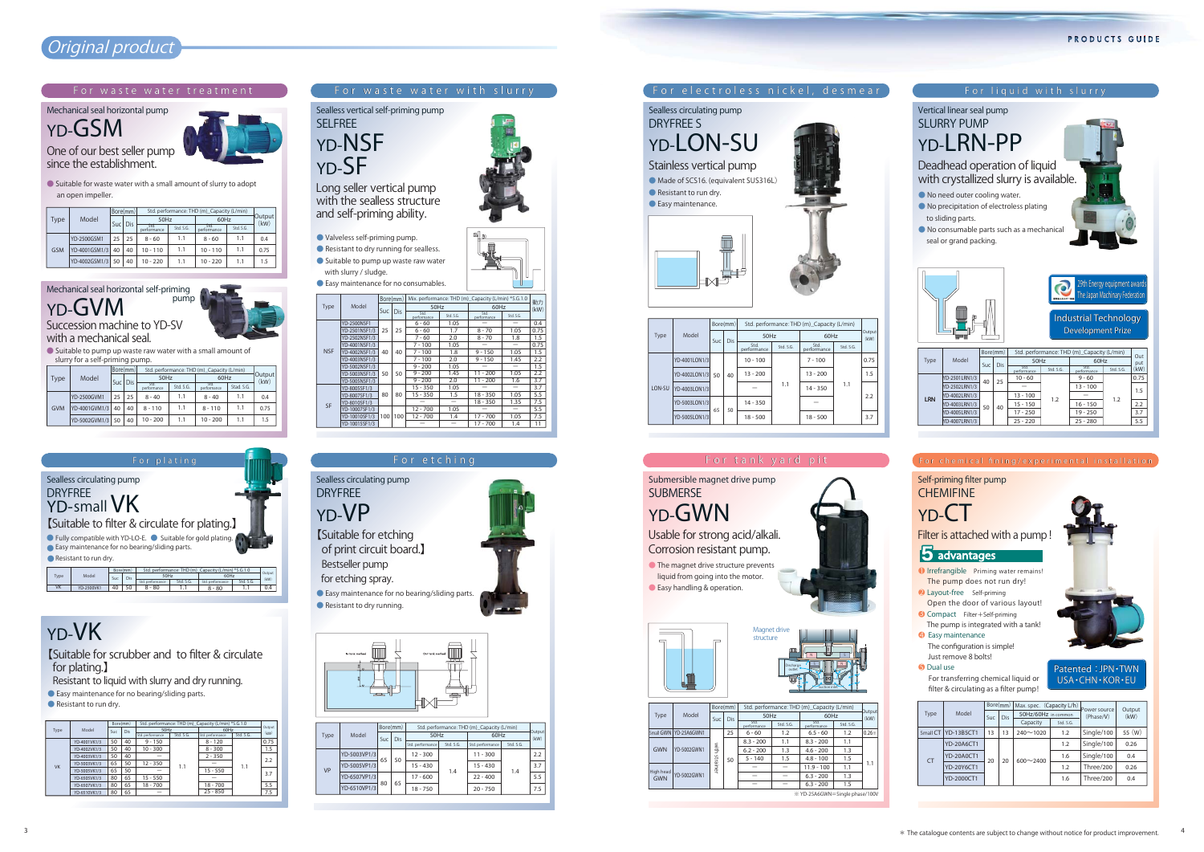# Original product

PRODUCTS GUIDE

## For waste water treatment

Mechanical seal horizontal pump

### YD-GSM

One of our best seller pump since the establishment.

- Suitable for waste water with a small amount of slurry to adopt an open impeller.

| Type | Model | Bore(mm) Suc | Dis | 50Hz Std. performance | Std. S.G. | 60Hz Std. performance | Std. S.G. | Output (kW) |
|---|---|---|---|---|---|---|---|---|
| GSM | YD-2500GSM1 | 25 | 25 | 8 - 60 | 1.1 | 8 - 60 | 1.1 | 0.4 |
| | YD-4001GSM1/3 | 40 | 40 | 10 - 110 | 1.1 | 10 - 110 | 1.1 | 0.75 |
| | YD-4002GSM1/3 | 50 | 40 | 10 - 220 | 1.1 | 10 - 220 | 1.1 | 1.5 |

Std. performance: THD (m)_Capacity (L/min)

Mechanical seal horizontal self-priming pump

### YD-GVM

Succession machine to YD-SV with a mechanical seal.

- Suitable to pump up waste raw water with a small amount of slurry for a self-priming pump.

| Type | Model | Bore(mm) Suc | Dis | 50Hz Std. performance | Std. S.G. | 60Hz Std. performance | Std. S.G. | Output (kW) |
|---|---|---|---|---|---|---|---|---|
| GVM | YD-2500GVM1 | 25 | 25 | 8 - 40 | 1.1 | 8 - 40 | 1.1 | 0.4 |
| | YD-4001GVM1/3 | 40 | 40 | 8 - 110 | 1.1 | 8 - 110 | 1.1 | 0.75 |
| | YD-5002GVM1/3 | 50 | 40 | 10 - 200 | 1.1 | 10 - 200 | 1.1 | 1.5 |

Std. performance: THD (m)_Capacity (L/min)

## For waste water with slurry

Sealless vertical self-priming pump
SELFREE

### YD-NSF
### YD-SF

Long seller vertical pump with the sealless structure and self-priming ability.

- Valveless self-priming pump.
- Resistant to dry running for sealless.
- Suitable to pump up waste raw water with slurry / sludge.
- Easy maintenance for no consumables.

Max. performance: THD (m)_Capacity (L/min) *S.G.1.0

| Type | Model | Bore(mm) Suc | Dis | 50Hz Std. performance | Std. S.G. | 60Hz Std. performance | Std. S.G. | Output (kW) |
|---|---|---|---|---|---|---|---|---|
| NSF | YD-2500NSF1 | 25 | 25 | 6 - 60 | 1.05 | — | — | 0.4 |
| | YD-2501NSF1/3 | | | 6 - 60 | 1.7 | 8 - 70 | 1.05 | 0.75 |
| | YD-2502NSF1/3 | | | 7 - 60 | 2.0 | 8 - 70 | 1.8 | 1.5 |
| | YD-4001NSF1/3 | 40 | 40 | 7 - 100 | 1.05 | — | — | 0.75 |
| | YD-4002NSF1/3 | | | 7 - 100 | 1.8 | 9 - 150 | 1.05 | 1.5 |
| | YD-4003NSF1/3 | | | 7 - 100 | 2.0 | 9 - 150 | 1.45 | 2.2 |
| | YD-5002NSF1/3 | 50 | 50 | 9 - 200 | 1.05 | — | — | 1.5 |
| | YD-5003NSF1/3 | | | 9 - 200 | 1.45 | 11 - 200 | 1.05 | 2.2 |
| | YD-5005NSF1/3 | | | 9 - 200 | 2.0 | 11 - 200 | 1.6 | 3.7 |
| SF | YD-8005SF1/3 | 80 | 80 | 15 - 350 | 1.05 | — | — | 3.7 |
| | YD-8007SF1/3 | | | 15 - 350 | 1.5 | 18 - 350 | 1.05 | 5.5 |
| | YD-8010SF1/3 | | | — | — | 18 - 350 | 1.35 | 7.5 |
| | YD-10007SF1/3 | 100 | 100 | 12 - 700 | 1.05 | — | — | 5.5 |
| | YD-10010SF1/3 | | | 12 - 700 | 1.4 | 17 - 700 | 1.05 | 7.5 |
| | YD-10015SF1/3 | | | — | — | 17 - 700 | 1.4 | 11 |

## For electroless nickel, desmear

Sealless circulating pump
DRYFREE S

### YD-LON-SU

Stainless vertical pump

- Made of SCS16. (equivalent SUS316L)
- Resistant to run dry.
- Easy maintenance.

| Type | Model | Bore(mm) Suc | Dis | 50Hz Std. performance | Std. S.G. | 60Hz Std. performance | Std. S.G. | Output (kW) |
|---|---|---|---|---|---|---|---|---|
| LON-SU | YD-4001LON1/3 | 50 | 40 | 10 - 100 | 1.1 | 7 - 100 | 1.1 | 0.75 |
| | YD-4002LON1/3 | | | 13 - 200 | | 13 - 200 | | 1.5 |
| | YD-4003LON1/3 | | | — | | 14 - 350 | | 2.2 |
| | YD-5003LON1/3 | 65 | 50 | 14 - 350 | | — | | |
| | YD-5005LON1/3 | | | 18 - 500 | | 18 - 500 | | 3.7 |

Std. performance: THD (m)_Capacity (L/min)

## For liquid with slurry

Vertical linear seal pump
SLURRY PUMP

### YD-LRN-PP

Deadhead operation of liquid with crystallized slurry is available.

- No need outer cooling water.
- No precipitation of electroless plating to sliding parts.
- No consumable parts such as a mechanical seal or grand packing.

29th Energy equipment awards The Japan Machinery Federation

Industrial Technology Development Prize

| Type | Model | Bore(mm) Suc | Dis | 50Hz Std. performance | Std. S.G. | 60Hz Std. performance | Std. S.G. | Output (kW) |
|---|---|---|---|---|---|---|---|---|
| LRN | YD-2501LRN1/3 | 40 | 25 | 10 - 60 | 1.2 | 9 - 60 | 1.2 | 0.75 |
| | YD-2502LRN1/3 | | | — | | 13 - 100 | | 1.5 |
| | YD-4002LRN1/3 | 50 | 40 | 13 - 100 | | — | | |
| | YD-4003LRN1/3 | | | 15 - 150 | | 16 - 150 | | 2.2 |
| | YD-4005LRN1/3 | | | 17 - 250 | | 19 - 250 | | 3.7 |
| | YD-4007LRN1/3 | | | 25 - 220 | | 25 - 280 | | 5.5 |

Std. performance: THD (m)_Capacity (L/min)

## For plating

Sealless circulating pump
DRYFREE

### YD-small VK

【Suitable to filter & circulate for plating.】

- Fully compatible with YD-LO-E.
- Suitable for gold plating.
- Easy maintenance for no bearing/sliding parts.
- Resistant to run dry.

| Type | Model | Bore(mm) Suc | Dis | 50Hz Std. performance | Std. S.G. | 60Hz Std. performance | Std. S.G. | Output (kW) |
|---|---|---|---|---|---|---|---|---|
| VK | YD-2500VK1 | 40 | 50 | 8 - 80 | 1.1 | 8 - 80 | 1.1 | 0.4 |

Std. performance: THD (m)_Capacity (L/min) *S.G.1.0

### YD-VK

【Suitable for scrubber and to filter & circulate for plating.】

Resistant to liquid with slurry and dry running.

- Easy maintenance for no bearing/sliding parts.
- Resistant to run dry.

| Type | Model | Bore(mm) Suc | Dis | 50Hz Std. performance | Std. S.G. | 60Hz Std. performance | Std. S.G. | Output (kW) |
|---|---|---|---|---|---|---|---|---|
| VK | YD-4001VK1/3 | 50 | 40 | 9 - 150 | 1.1 | 8 - 120 | 1.1 | 0.75 |
| | YD-4002VK1/3 | 50 | 40 | 10 - 300 | | 8 - 300 | | 1.5 |
| | YD-4003VK1/3 | 50 | 40 | — | | 2 - 350 | | 2.2 |
| | YD-5003VK1/3 | 65 | 50 | 12 - 350 | | — | | |
| | YD-5005VK1/3 | 65 | 50 | — | | 15 - 550 | | 3.7 |
| | YD-6505VK1/3 | 80 | 65 | 15 - 550 | | — | | |
| | YD-6507VK1/3 | 80 | 65 | 18 - 700 | | 18 - 700 | | 5.5 |
| | YD-6510VK1/3 | 80 | 65 | — | | 25 - 850 | | 7.5 |

Std. performance: THD (m)_Capacity (L/min) *S.G.1.0

## For etching

Sealless circulating pump
DRYFREE

### YD-VP

【Suitable for etching of print circuit board.】

Bestseller pump for etching spray.

- Easy maintenance for no bearing/sliding parts.
- Resistant to dry running.

| Type | Model | Bore(mm) Suc | Dis | 50Hz Std. performance | Std. S.G. | 60Hz Std. performance | Std. S.G. | Output (kW) |
|---|---|---|---|---|---|---|---|---|
| VP | YD-5003VP1/3 | 65 | 50 | 12 - 300 | 1.4 | 11 - 300 | 1.4 | 2.2 |
| | YD-5005VP1/3 | | | 15 - 430 | | 15 - 430 | | 3.7 |
| | YD-6507VP1/3 | 80 | 65 | 17 - 600 | | 22 - 400 | | 5.5 |
| | YD-6510VP1/3 | | | 18 - 750 | | 20 - 750 | | 7.5 |

Std. performance: THD (m)_Capacity (L/min)

## For tank yard pit

Submersible magnet drive pump
SUBMERSE

### YD-GWN

Usable for strong acid/alkali. Corrosion resistant pump.

- The magnet drive structure prevents liquid from going into the motor.
- Easy handling & operation.

Magnet drive structure

| Type | Model | Bore(mm) Suc | Dis | 50Hz Std. performance | Std. S.G. | 60Hz Std. performance | Std. S.G. | Output (kW) |
|---|---|---|---|---|---|---|---|---|
| Small GWN | YD-25A6GWN1 | with strainer | 25 | 6 - 60 | 1.2 | 6.5 - 60 | 1.2 | 0.26※ |
| GWN | YD-5002GWN1 | | 50 | 8.3 - 200 | 1.1 | 8.3 - 200 | 1.1 | 1.1 |
| | | | | 6.2 - 200 | 1.3 | 4.6 - 200 | 1.3 | |
| | | | | 5 - 140 | 1.5 | 4.8 - 100 | 1.5 | |
| High head GWN | YD-5002GWN1 | | | — | — | 11.9 - 100 | 1.1 | |
| | | | | — | — | 6.3 - 200 | 1.3 | |
| | | | | — | — | 6.3 - 200 | 1.5 | |

Std. performance: THD (m)_Capacity (L/min)

※ YD-25A6GWN=Single phase/100V

## For chemical fining/experimental installation

Self-priming filter pump
CHEMIFINE

### YD-CT

Filter is attached with a pump !

**5 advantages**

1. Irrefrangible — Priming water remains! The pump does not run dry!
2. Layout-free — Self-priming. Open the door of various layout!
3. Compact — Filter+Self-priming. The pump is integrated with a tank!
4. Easy maintenance — The configuration is simple! Just remove 8 bolts!
5. Dual use — For transferring chemical liquid or filter & circulating as a filter pump!

Patented : JPN・TWN USA・CHN・KOR・EU

| Type | Model | Bore(mm) Suc | Dis | Max. spec. (Capacity L/h) 50Hz/60Hz in common Capacity | Std. S.G. | Power source (Phase/V) | Output (kW) |
|---|---|---|---|---|---|---|---|
| Small CT | YD-13BSCT1 | 13 | 13 | 240〜1020 | 1.2 | Single/100 | 55 (W) |
| CT | YD-20A6CT1 | 20 | 20 | 600〜2400 | 1.2 | Single/100 | 0.26 |
| | YD-20A0CT1 | | | | 1.6 | Single/100 | 0.4 |
| | YD-20Y6CT1 | | | | 1.2 | Three/200 | 0.26 |
| | YD-2000CT1 | | | | 1.6 | Three/200 | 0.4 |

※ The catalogue contents are subject to change without notice for product improvement.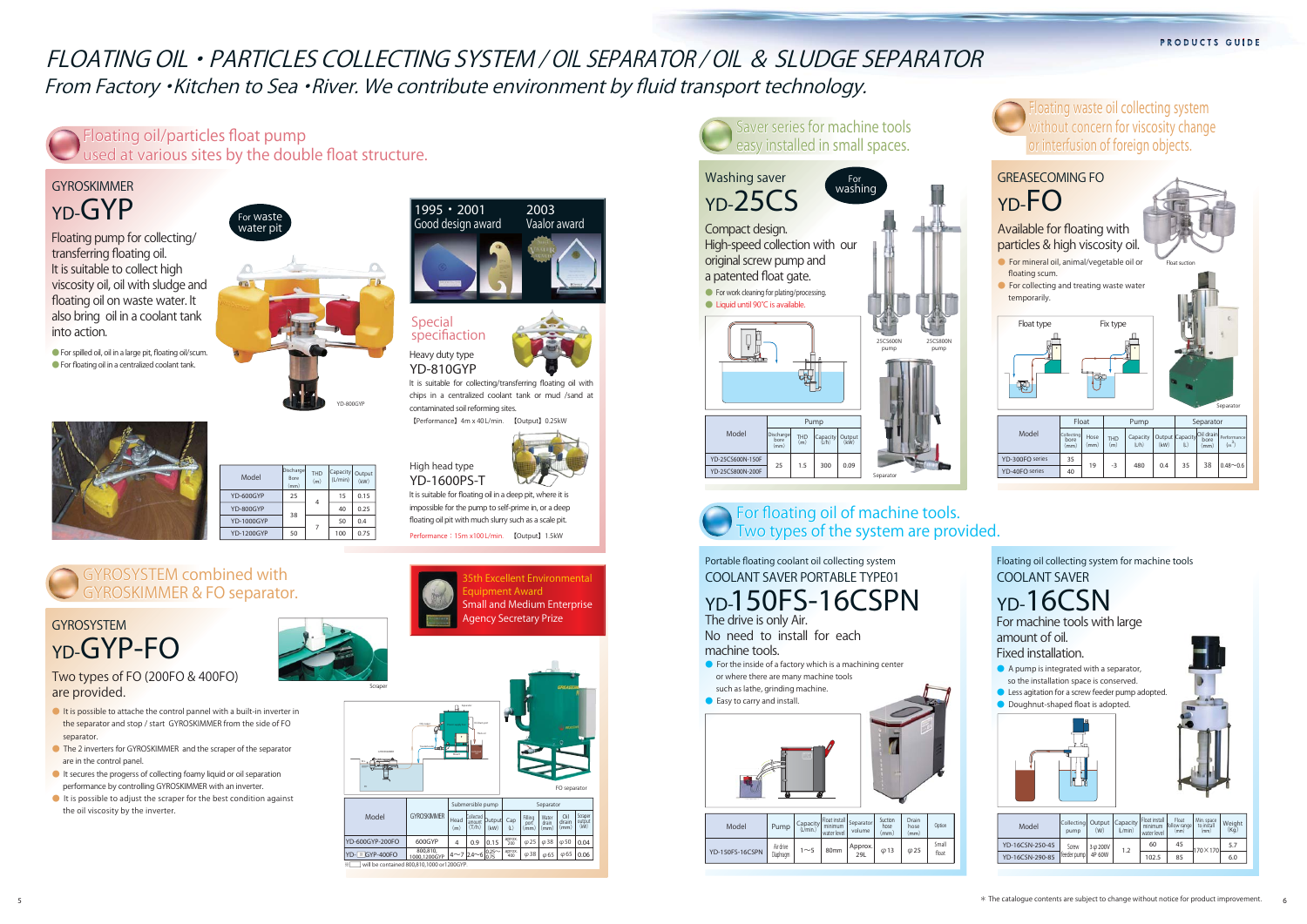# FLOATING OIL・PARTICLES COLLECTING SYSTEM / OIL SEPARATOR / OIL & SLUDGE SEPARATOR

*From Factory・Kitchen to Sea・River. We contribute environment by fluid transport technology.*

## Floating oil/particles float pump used at various sites by the double float structure.

### GYROSKIMMER

## YD-GYP

For waste water pit

Floating pump for collecting/transferring floating oil.
It is suitable to collect high viscosity oil, oil with sludge and floating oil on waste water. It also bring oil in a coolant tank into action.

- For spilled oil, oil in a large pit, floating oil/scum.
- For floating oil in a centralized coolant tank.

YD-800GYP

| Model | Discharge Bore (mm) | THD (m) | Capacity (L/min) | Output (kW) |
|---|---|---|---|---|
| YD-600GYP | 25 | 4 | 15 | 0.15 |
| YD-800GYP | 38 | | 40 | 0.25 |
| YD-1000GYP | | 7 | 50 | 0.4 |
| YD-1200GYP | 50 | | 100 | 0.75 |

1995・2001 Good design award

2003 Vaalor award

### Special specification

Heavy duty type

**YD-810GYP**

It is suitable for collecting/transferring floating oil with chips in a centralized coolant tank or mud /sand at contaminated soil reforming sites.

【Performance】4m x 40 L/min. 【Output】0.25kW

High head type

**YD-1600PS-T**

It is suitable for floating oil in a deep pit, where it is impossible for the pump to self-prime in, or a deep floating oil pit with much slurry such as a scale pit.

Performance：15m x100 L/min. 【Output】1.5kW

## GYROSYSTEM combined with GYROSKIMMER & FO separator.

35th Excellent Environmental Equipment Award
Small and Medium Enterprise Agency Secretary Prize

### GYROSYSTEM

## YD-GYP-FO

Two types of FO (200FO & 400FO) are provided.

- It is possible to attache the control pannel with a built-in inverter in the separator and stop / start GYROSKIMMER from the side of FO separator.
- The 2 inverters for GYROSKIMMER and the scraper of the separator are in the control panel.
- It secures the progress of collecting foamy liquid or oil separation performance by controlling GYROSKIMMER with an inverter.
- It is possible to adjust the scraper for the best condition against the oil viscosity by the inverter.

Scraper

FO separator

| Model | GYROSKIMMER | Submersible pump | | | Separator | | | | | |
|---|---|---|---|---|---|---|---|---|---|---|
| | | Head (m) | Collected amount (T/h) | Output (kW) | Cap (L) | Filling port (mm) | Water drain (mm) | Oil drain (mm) | Scraper output (kW) |
| YD-600GYP-200FO | 600GYP | 4 | 0.9 | 0.15 | approx. 200 | φ25 | φ38 | φ50 | 0.04 |
| YD-□GYP-400FO | 800,810, 1000,1200GYP | 4〜7 | 2.4〜6 | 0.25〜0.75 | approx. 400 | φ38 | φ65 | φ65 | 0.06 |

□: will be contained 800,810,1000 or1200GYP.

## Saver series for machine tools easy installed in small spaces.

Washing saver

## YD-25CS

For washing

Compact design.
High-speed collection with our original screw pump and a patented float gate.

- For work cleaning for plating/processing.
- Liquid until 90˚C is available.

25CS600N pump

25CS800N pump

Separator

| Model | Pump | | | | |
|---|---|---|---|---|---|
| | Discharge bore (mm) | THD (m) | Capacity (L/h) | Output (kW) |
| YD-25CS600N-150F | 25 | 1.5 | 300 | 0.09 |
| YD-25CS800N-200F | | | | |

## Floating waste oil collecting system without concern for viscosity change or interfusion of foreign objects.

GREASECOMING FO

## YD-FO

Available for floating with particles & high viscosity oil.

- For mineral oil, animal/vegetable oil or floating scum.
- For collecting and treating waste water temporarily.

Float suction

Float type

Fix type

Separator

| Model | Float | | Pump | | | | Separator | | |
|---|---|---|---|---|---|---|---|---|---|
| | Collecting bore (mm) | Hose (mm) | THD (m) | Capacity (L/h) | Output (kW) | Capacity (L) | Oil drain bore (mm) | Performance (m³) |
| YD-300FO series | 35 | 19 | -3 | 480 | 0.4 | 35 | 38 | 0.48〜0.6 |
| YD-40FO series | 40 | | | | | | | |

## For floating oil of machine tools. Two types of the system are provided.

Portable floating coolant oil collecting system

COOLANT SAVER PORTABLE TYPE01

## YD-150FS-16CSPN

The drive is only Air.
No need to install for each machine tools.

- For the inside of a factory which is a machining center or where there are many machine tools such as lathe, grinding machine.
- Easy to carry and install.

| Model | Pump | Capacity (L/min.) | Float install minimum water level | Separator volume | Suction hose (mm) | Drain hose (mm) | Option |
|---|---|---|---|---|---|---|---|
| YD-150FS-16CSPN | Air drive Diaphragm | 1〜5 | 80mm | Approx. 29L | φ13 | φ25 | Small float |

Floating oil collecting system for machine tools

COOLANT SAVER

## YD-16CSN

For machine tools with large amount of oil.
Fixed installation.

- A pump is integrated with a separator, so the installation space is conserved.
- Less agitation for a screw feeder pump adopted.
- Doughnut-shaped float is adopted.

| Model | Collecting pump | Output (W) | Capacity (L/min) | Float install minimum water level | Float follow range (mm) | Min.space to install (mm) | Weight (kg) |
|---|---|---|---|---|---|---|---|
| YD-16CSN-250-45 | Screw feeder pump | 3φ200V 4P 60W | 1.2 | 60 | 45 | 170×170 | 5.7 |
| YD-16CSN-290-85 | | | | 102.5 | 85 | | 6.0 |

✳ The catalogue contents are subject to change without notice for product improvement.